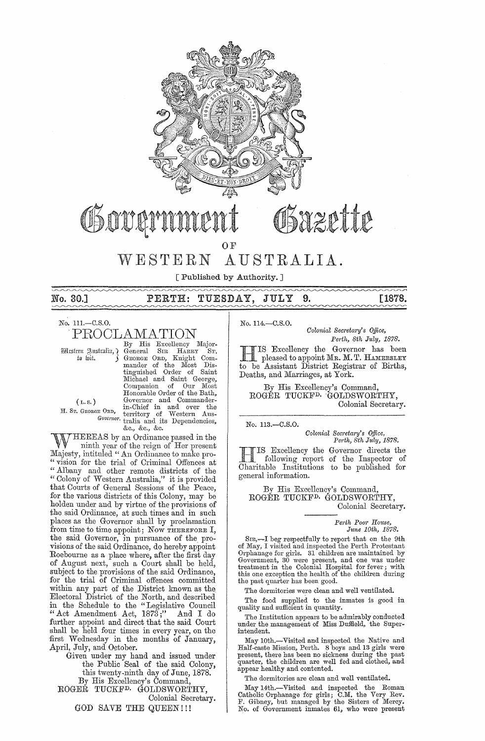# Government Gazette

OF

# WESTERN AUSTRALIA.

[ Published by Authority. ]

**No. 30.] PERTH: TUESDAY, JULY 9. [1878.**

No. 111.—C.S.O.

## PROCLAMATION

Western Australia, to wit. (L.S.) H. St. George Ord, *Governor.*

By His Excellency Major-General Sir Harry St. George Ord, Knight Commander of the Most Distinguished Order of Saint Michael and Saint George, Companion of Our Most Honorable Order of the Bath, Governor and Commander-in-Chief in and over the territory of Western Australia and its Dependencies, &c., &c., &c.

WHEREAS by an Ordinance passed in the ninth year of the reign of Her present Majesty, intituled "An Ordinance to make provision for the trial of Criminal Offences at Albany and other remote districts of the Colony of Western Australia," it is provided that Courts of General Sessions of the Peace, for the various districts of this Colony, may be holden under and by virtue of the provisions of the said Ordinance, at such times and in such places as the Governor shall by proclamation from time to time appoint; Now THEREFORE I, the said Governor, in pursuance of the provisions of the said Ordinance, do hereby appoint Roebourne as a place where, after the first day of August next, such a Court shall be held, subject to the provisions of the said Ordinance, for the trial of Criminal offences committed within any part of the District known as the Electoral District of the North, and described in the Schedule to the "Legislative Council "Act Amendment Act, 1873;" And I do further appoint and direct that the said Court shall be held four times in every year, on the first Wednesday in the months of January, April, July, and October.

Given under my hand and issued under the Public Seal of the said Colony, this twenty-ninth day of June, 1878.

By His Excellency's Command,
ROGER TUCKF[D.] GOLDSWORTHY,
Colonial Secretary.

GOD SAVE THE QUEEN!!!

---

No. 114.—C.S.O.

*Colonial Secretary's Office,*
*Perth, 8th July, 1878.*

HIS Excellency the Governor has been pleased to appoint Mr. M. T. Hamersley to be Assistant District Registrar of Births, Deaths, and Marriages, at York.

By His Excellency's Command,
ROGER TUCKF[D.] GOLDSWORTHY,
Colonial Secretary.

---

No. 113.—C.S.O.

*Colonial Secretary's Office,*
*Perth, 8th July, 1878.*

HIS Excellency the Governor directs the following report of the Inspector of Charitable Institutions to be published for general information.

By His Excellency's Command,
ROGER TUCKF[D.] GOLDSWORTHY,
Colonial Secretary.

*Perth Poor House,*
*June 10th, 1878.*

SIR,—I beg respectfully to report that on the 9th of May, I visited and inspected the Perth Protestant Orphanage for girls. 31 children are maintained by Government, 30 were present, and one was under treatment in the Colonial Hospital for fever; with this one exception the health of the children during the past quarter has been good.

The dormitories were clean and well ventilated.

The food supplied to the inmates is good in quality and sufficient in quantity.

The Institution appears to be admirably conducted under the management of Miss Duffield, the Superintendent.

May 10th.—Visited and inspected the Native and Half-caste Mission, Perth. 8 boys and 13 girls were present, there has been no sickness during the past quarter, the children are well fed and clothed, and appear healthy and contented.

The dormitories are clean and well ventilated.

May 14th.—Visited and inspected the Roman Catholic Orphanage for girls; C.M. the Very Rev. F. Gibney, but managed by the Sisters of Mercy. No. of Government inmates 61, who were present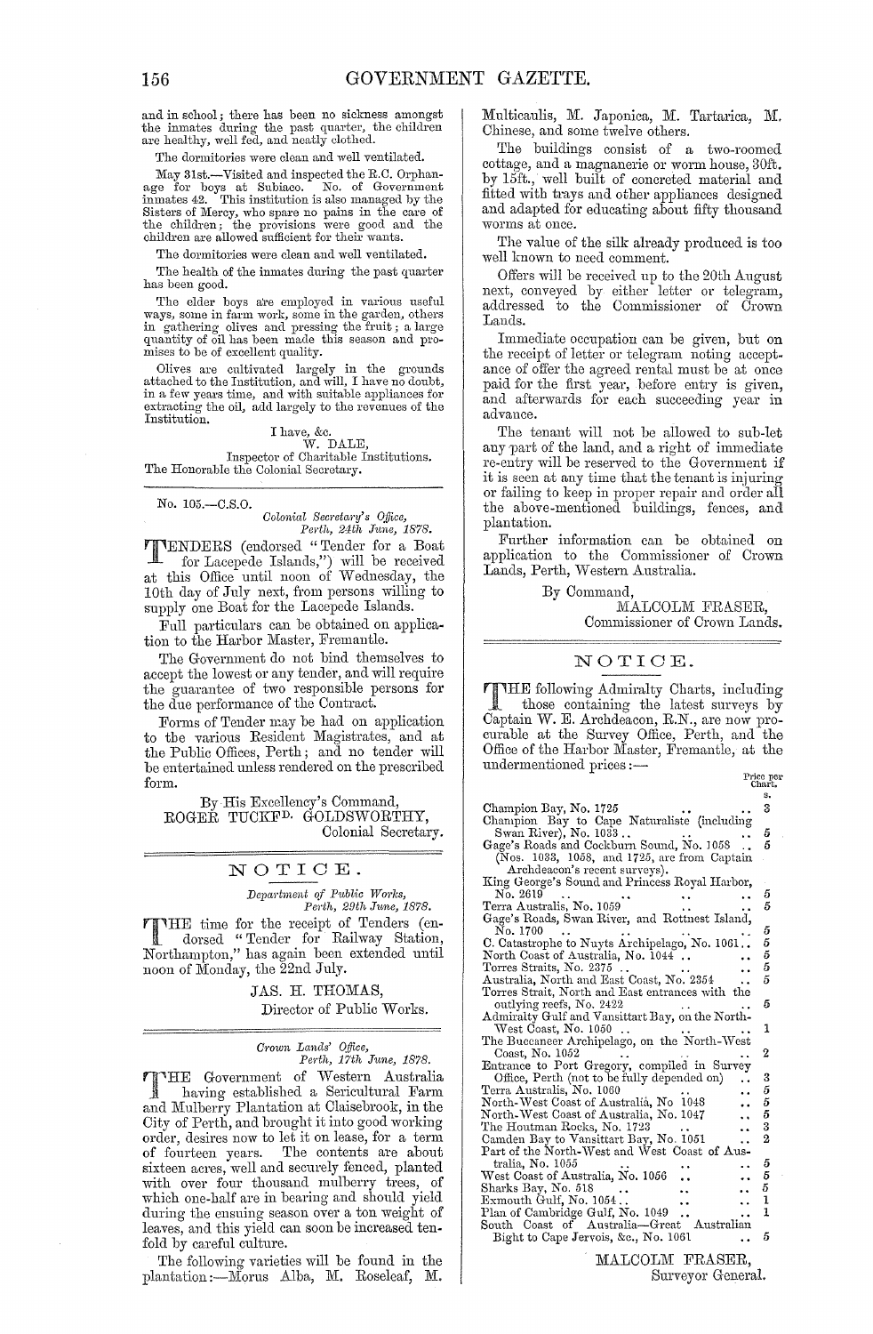and in school; there has been no sickness amongst the inmates during the past quarter, the children are healthy, well fed, and neatly clothed.

The dormitories were clean and well ventilated.

May 31st.—Visited and inspected the R.C. Orphanage for boys at Subiaco. No. of Government inmates 42. This institution is also managed by the Sisters of Mercy, who spare no pains in the care of the children; the provisions were good and the children are allowed sufficient for their wants.

The dormitories were clean and well ventilated.

The health of the inmates during the past quarter has been good.

The elder boys are employed in various useful ways, some in farm work, some in the garden, others in gathering olives and pressing the fruit; a large quantity of oil has been made this season and promises to be of excellent quality.

Olives are cultivated largely in the grounds attached to the Institution, and will, I have no doubt, in a few years time, and with suitable appliances for extracting the oil, add largely to the revenues of the Institution.

I have, &c.
W. DALE,
Inspector of Charitable Institutions.

The Honorable the Colonial Secretary.

---

No. 105.—C.S.O.

*Colonial Secretary's Office,*
*Perth, 24th June, 1878.*

TENDERS (endorsed "Tender for a Boat for Lacepede Islands,") will be received at this Office until noon of Wednesday, the 10th day of July next, from persons willing to supply one Boat for the Lacepede Islands.

Full particulars can be obtained on application to the Harbor Master, Fremantle.

The Government do not bind themselves to accept the lowest or any tender, and will require the guarantee of two responsible persons for the due performance of the Contract.

Forms of Tender may be had on application to the various Resident Magistrates, and at the Public Offices, Perth; and no tender will be entertained unless rendered on the prescribed form.

By His Excellency's Command,
ROGER TUCKFD. GOLDSWORTHY,
Colonial Secretary.

---

## NOTICE.

*Department of Public Works,*
*Perth, 29th June, 1878.*

THE time for the receipt of Tenders (endorsed "Tender for Railway Station, Northampton," has again been extended until noon of Monday, the 22nd July.

JAS. H. THOMAS,
Director of Public Works.

---

*Crown Lands' Office,*
*Perth, 17th June, 1878.*

THE Government of Western Australia having established a Sericultural Farm and Mulberry Plantation at Claisebrook, in the City of Perth, and brought it into good working order, desires now to let it on lease, for a term of fourteen years. The contents are about sixteen acres, well and securely fenced, planted with over four thousand mulberry trees, of which one-half are in bearing and should yield during the ensuing season over a ton weight of leaves, and this yield can soon be increased tenfold by careful culture.

The following varieties will be found in the plantation:—Morus Alba, M. Roseleaf, M. Multicaulis, M. Japonica, M. Tartarica, M. Chinese, and some twelve others.

The buildings consist of a two-roomed cottage, and a magnanerie or worm house, 30ft. by 15ft., well built of concreted material and fitted with trays and other appliances designed and adapted for educating about fifty thousand worms at once.

The value of the silk already produced is too well known to need comment.

Offers will be received up to the 20th August next, conveyed by either letter or telegram, addressed to the Commissioner of Crown Lands.

Immediate occupation can be given, but on the receipt of letter or telegram noting acceptance of offer the agreed rental must be at once paid for the first year, before entry is given, and afterwards for each succeeding year in advance.

The tenant will not be allowed to sub-let any part of the land, and a right of immediate re-entry will be reserved to the Government if it is seen at any time that the tenant is injuring or failing to keep in proper repair and order all the above-mentioned buildings, fences, and plantation.

Further information can be obtained on application to the Commissioner of Crown Lands, Perth, Western Australia.

By Command,
MALCOLM FRASER,
Commissioner of Crown Lands.

---

## NOTICE.

THE following Admiralty Charts, including those containing the latest surveys by Captain W. E. Archdeacon, R.N., are now procurable at the Survey Office, Perth, and the Office of the Harbor Master, Fremantle, at the undermentioned prices:—

| | Price per Chart. s. |
|---|---|
| Champion Bay, No. 1725 | 3 |
| Champion Bay to Cape Naturaliste (including Swan River), No. 1033 | 5 |
| Gage's Roads and Cockburn Sound, No. 1058 | 5 |
| (Nos. 1033, 1058, and 1725, are from Captain Archdeacon's recent surveys). | |
| King George's Sound and Princess Royal Harbor, No. 2619 | 5 |
| Terra Australis, No. 1059 | 5 |
| Gage's Roads, Swan River, and Rottnest Island, No. 1700 | 5 |
| C. Catastrophe to Nuyts Archipelago, No. 1061 | 5 |
| North Coast of Australia, No. 1044 | 5 |
| Torres Straits, No. 2375 | 5 |
| Australia, North and East Coast, No. 2354 | 5 |
| Torres Strait, North and East entrances with the outlying reefs, No. 2422 | 5 |
| Admiralty Gulf and Vansittart Bay, on the North-West Coast, No. 1050 | 1 |
| The Buccaneer Archipelago, on the North-West Coast, No. 1052 | 2 |
| Entrance to Port Gregory, compiled in Survey Office, Perth (not to be fully depended on) | 3 |
| Terra Australis, No. 1060 | 5 |
| North-West Coast of Australia, No 1048 | 5 |
| North-West Coast of Australia, No. 1047 | 5 |
| The Houtman Rocks, No. 1723 | 3 |
| Camden Bay to Vansittart Bay, No. 1051 | 2 |
| Part of the North-West and West Coast of Australia, No. 1055 | 5 |
| West Coast of Australia, No. 1056 | 5 |
| Sharks Bay, No. 518 | 5 |
| Exmouth Gulf, No. 1054 | 1 |
| Plan of Cambridge Gulf, No. 1049 | 1 |
| South Coast of Australia—Great Australian Bight to Cape Jervois, &c., No. 1061 | 5 |

MALCOLM FRASER,
Surveyor General.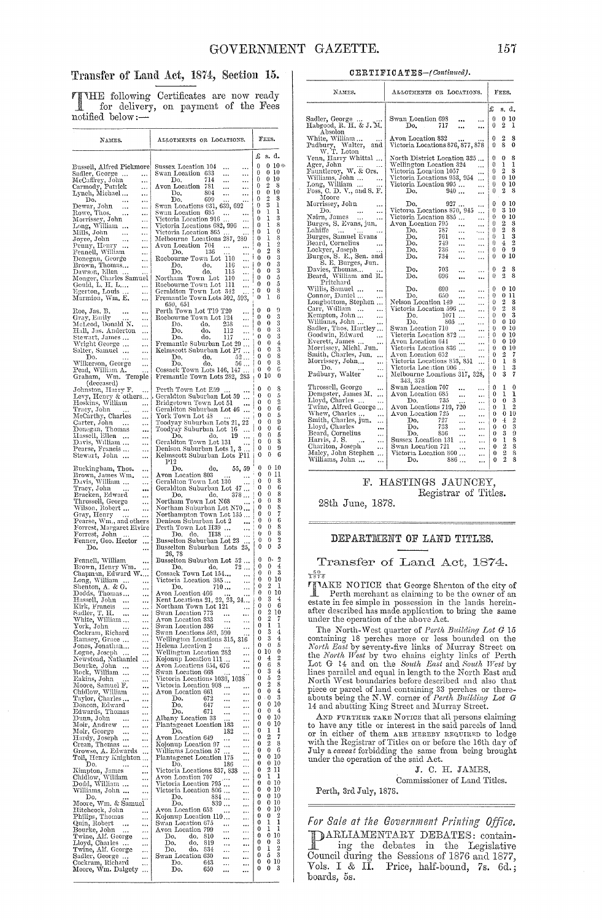## Transfer of Land Act, 1874, Section 15.

THE following Certificates are now ready for delivery, on payment of the Fees notified below:—

| Names. | Allotments or Locations. | Fees. |
|---|---|---|
| | | £ s. d. |
| Bussell, Alfred Pickmore | Sussex Location 104 ... ... | 0 0 10 |
| Sadler, George ... ... | Swan Location 633 ... ... | 0 0 10 |
| McCaffrey, John ... | Do. 714 ... ... | 0 0 10 |
| Carmody, Patrick ... | Avon Location 781 ... ... | 0 2 8 |
| Lynch, Michael... ... | Do. 804 ... ... | 0 0 10 |
| Do. ... ... | Do. 699 ... ... | 0 2 8 |
| Dewar, John ... ... | Swan Locations 631, 689, 692 | 0 3 1 |
| Rowe, Thos. ... ... | Swan Location 685 ... ... | 0 1 1 |
| Morrissey, John ... | Victoria Location 916 ... ... | 0 1 3 |
| Long, William ... ... | Victoria Locations 982, 996 ... | 0 1 8 |
| Mills, John ... ... | Victoria Location 865 ... ... | 0 1 0 |
| Joyce, John ... ... | Melbourne Locations 287, 289 | 0 1 8 |
| Penny, Henry ... ... | Avon Location 704 ... ... | 0 1 2 |
| Fennell, William ... | Do. 136 ... ... | 0 2 8 |
| Donegan, George ... | Roebourne Town Lot 110 ... | 0 0 3 |
| Brown, Thomas... ... | Do. do. 116 ... | 0 0 3 |
| Dawson, Ellen ... ... | Do. do. 115 ... | 0 0 3 |
| Monger, Charles Samuel | Northam Town Lot 110 ... | 0 0 5 |
| Gould, L. H. L.... ... | Roebourne Town Lot 111 ... | 0 0 5 |
| Egerton, Louis ... ... | Geraldton Town Lot 342 ... | 0 0 8 |
| Marmion, Wm. E. ... | Fremantle Town Lots 592, 593, 650, 651 | 0 1 6 |
| Roe, Jas. B. ... ... | Perth Town Lot T19 T20 ... | 0 0 9 |
| Gray, Emily ... ... | Roebourne Town Lot 124 ... | 0 0 3 |
| McLeod, Donald N. ... | Do. do. 238 ... | 0 0 3 |
| Hall, Jas. Anderton ... | Do. do. 112 ... | 0 0 3 |
| Stewart, James ... ... | Do. do. 117 ... | 0 0 3 |
| Wright George ... ... | Fremantle Suburban Lot 29 ... | 0 0 4 |
| Salter, Samuel ... ... | Kelmscott Suburban Lot P7 ... | 0 0 3 |
| Do. ... ... | Do. do. 52... | 0 0 8 |
| Wilkerson, George ... | Do. do. 56... | 0 0 8 |
| Pead, William A. ... | Cossack Town Lots 146, 147 ... | 0 0 6 |
| Graham, Wm. Temple (deceased) | Fremantle Town Lots 282, 263 | 0 10 0 |
| Johnston, Harry F. ... | Perth Town Lot E39 ... ... | 0 0 8 |
| Levy, Henry & others... | Geraldton Suburban Lot 59 ... | 0 0 5 |
| Hoskins, William ... | Bridgetown Town Lot 51 ... | 0 0 2 |
| Tracy, John ... ... | Geraldton Suburban Lot 46 ... | 0 0 6 |
| McCarthy, Charles ... | York Town Lot 48 ... ... | 0 0 5 |
| Carter, John ... ... | Toodyay Suburban Lots 21, 22 | 0 0 9 |
| Donegan, Thomas ... | Toodyay Suburban Lot 16 ... | 0 0 6 |
| Hassell, Ellen ... ... | Do. do. 19 ... | 0 0 5 |
| Davis, William ... ... | Geraldton Town Lot 131 ... | 0 0 8 |
| Pearse, Francis ... ... | Denison Suburban Lots 1, 3 ... | 0 0 9 |
| Stewart, John ... ... | Kelmscott Suburban Lots P11 P12 | 0 0 6 |
| Buckingham, Thos. ... | Do. do. 55, 59 | 0 0 10 |
| Brown, James Wm. ... | Avon Location 803 ... ... | 0 0 11 |
| Davis, William ... ... | Geraldton Town Lot 130 ... | 0 0 8 |
| Tracy, John ... ... | Geraldton Suburban Lot 47 ... | 0 0 6 |
| Bracken, Edward ... | Do. do. 378 ... | 0 0 8 |
| Throssell, George ... | Northam Town Lot N68 ... | 0 0 8 |
| Wilson, Robert ... ... | Northam Suburban Lot N70 ... | 0 0 8 |
| Gray, Henry ... ... | Northampton Town Lot 135 ... | 0 0 7 |
| Pearse, Wm., and others | Denison Suburban Lot 2 ... | 0 0 6 |
| Forrest, Margaret Elvire | Perth Town Lot H39 ... ... | 0 0 8 |
| Forrest, John ... ... | Do. do. H38 ... ... | 0 0 8 |
| Fenner, Geo. Hector ... | Busselton Suburban Lot 23 ... | 0 0 2 |
| Do. ... ... | Busselton Suburban Lots 25, 26, 78 | 0 0 5 |
| Fennell, William ... | Busselton Suburban Lot 52 ... | 0 0 2 |
| Brown, Henry Wm. ... | Do. do. 72 ... | 0 0 4 |
| Chapman, Edward W.... | Cossack Town Lot 154... ... | 0 0 3 |
| Long, William ... ... | Victoria Location 385 ... ... | 0 0 10 |
| Shenton, A. & G. ... | Do. 710 ... ... | 0 2 1 |
| Dodds, Thomas... ... | Avon Location 466 ... ... | 0 0 10 |
| Hassell, John ... ... | Kent Locations 21, 22, 23, 24... | 0 3 4 |
| Kirk, Francis ... ... | Northam Town Lot 121 ... | 0 0 5 |
| Sadler, T. H. ... ... | Swan Location 773 ... ... | 0 2 10 |
| White, William... ... | Avon Location 833 ... ... | 0 2 7 |
| York, John ... ... | Swan Location 586 ... ... | 0 1 1 |
| Cockram, Richard ... | Swan Locations 589, 590 ... | 0 3 4 |
| Ramsey, Grace ... ... | Wellington Locations 315, 316 | 0 3 4 |
| Jones, Jonathan... ... | Helena Location 2 ... ... | 0 0 5 |
| Logue, Joseph ... ... | Wellington Location 282 ... | 0 10 0 |
| Newstead, Nathaniel ... | Kojonup Location 111 ... ... | 0 4 2 |
| Bourke, John ... ... | Avon Locations 654, 676 ... | 0 6 8 |
| Rock, William ... ... | Swan Location 668 ... ... | 0 3 4 |
| Eakins, John ... ... | Victoria Locations 1036, 1038 | 0 5 2 |
| Moore, Samuel F. ... | Victoria Location 808 ... ... | 0 2 8 |
| Chidlow, William ... | Avon Location 661 ... ... | 0 0 4 |
| Taylor, Charles... ... | Do. 672 ... ... | 0 0 3 |
| Deacon, Edward ... | Do. 647 ... ... | 0 0 10 |
| Edwards, Thomas ... | Do. 671 ... ... | 0 0 4 |
| Dunn, John ... ... | Albany Location 33 ... ... | 0 0 10 |
| Moir, Andrew ... ... | Plantagenet Location 183 ... | 0 0 10 |
| Moir, George ... ... | Do. 182 ... | 0 1 1 |
| Hardy, Joseph ... ... | Avon Location 649 ... ... | 0 2 7 |
| Crean, Thomas ... ... | Kojonup Location 97 ... ... | 0 2 8 |
| Growse, A. Edwards ... | Williams Location 57 ... ... | 0 0 6 |
| Toll, Henry Knighton ... | Plantagenet Location 175 ... | 0 0 10 |
| Do. ... ... | Do. 186 ... | 0 0 10 |
| Kimpton, James ... | Victoria Locations 837, 838 ... | 0 2 11 |
| Chidlow, William ... | Avon Location 707 ... ... | 0 1 1 |
| Dodd, William ... ... | Victoria Location 795 ... ... | 0 0 10 |
| Williams, John ... ... | Victoria Location 806 ... ... | 0 0 10 |
| Do. ... ... | Do. 884 ... ... | 0 0 10 |
| Moore, Wm. & Samuel | Do. 839 ... ... | 0 0 10 |
| Hitchcock, John ... | Avon Location 653 ... ... | 0 0 10 |
| Philips, Thomas ... | Kojonup Location 110 ... ... | 0 10 2 |
| Quin, Robert ... ... | Swan Location 675 ... ... | 0 1 1 |
| Bourke, John ... ... | Avon Location 799 ... ... | 0 1 1 |
| Twine, Alf. George ... | Do. do. 810 ... ... | 0 0 10 |
| Lloyd, Charles ... ... | Do. do. 819 ... ... | 0 0 8 |
| Twine, Alf. George ... | Do. do. 834 ... ... | 0 1 2 |
| Sadler, George ... ... | Swan Location 630 ... ... | 0 5 3 |
| Cockram, Richard ... | Do. 643 ... ... | 0 0 10 |
| Moore, Wm. Dalgety ... | Do. 650 ... ... | 0 0 3 |

CERTIFICATES—*(Continued).*

| Names. | Allotments or Locations. | Fees. |
|---|---|---|
| | | £ s. d. |
| Sadler, George ... ... | Swan Location 698 ... ... | 0 0 10 |
| Habgood, R. H. & J. M. Absolon | Do. 717 ... ... | 0 2 1 |
| White, William... ... | Avon Location 832 ... ... | 0 2 8 |
| Padbury, Walter, and W. T. Loton | Victoria Locations 876, 877, 878 | 0 8 0 |
| Venn, Harry Whittal ... | North District Location 325 ... | 0 0 8 |
| Ager, John ... ... | Wellington Location 324 ... | 0 1 1 |
| Fauntleroy, W. & Ors. | Victoria Location 1057 ... | 0 2 8 |
| Williams, John ... ... | Victoria Locations 953, 954 ... | 0 0 10 |
| Long, William ... ... | Victoria Location 995 ... ... | 0 0 10 |
| Foss, C. D. V., and S. F. Moore | Do. 940 ... ... | 0 2 8 |
| Morrissey, John ... | Do. 927 ... ... | 0 0 10 |
| Do. ... ... | Victoria Locations 870, 945 ... | 0 3 10 |
| Nairn, James ... ... | Victoria Location 885 ... ... | 0 0 10 |
| Burges, S. Evans, jun. | Avon Location 795 ... ... | 0 2 8 |
| Lahiffe ... ... ... | Do. 787 ... ... | 0 2 8 |
| Burges, Samuel Evans | Do. 761 ... ... | 0 1 3 |
| Beard, Cornelius ... | Do. 749 ... ... | 0 4 2 |
| Lockyer, Joseph ... | Do. 736 ... ... | 0 0 9 |
| Burges, S. E., Sen. and S. E. Burges, Jun. | Do. 734 ... ... | 0 0 10 |
| Davies, Thomas... ... | Do. 703 ... ... | 0 2 8 |
| Beard, William and R. Pritchard | Do. 696 ... ... | 0 2 8 |
| Willis, Samuel ... ... | Do. 690 ... ... | 0 0 10 |
| Connor, Daniel ... ... | Do. 650 ... ... | 0 0 11 |
| Longbottom, Stephen ... | Nelson Location 149 ... ... | 0 2 8 |
| Carr, William ... ... | Victoria Location 596 ... ... | 0 2 8 |
| Kempton, John... ... | Do. 1071 ... ... | 0 0 3 |
| Williams, John ... ... | Do. 805 ... ... | 0 0 10 |
| Sadler, Thos. Hartley... | Swan Location 710 ... ... | 0 0 10 |
| Goodwin, Edward ... | Victoria Location 872 ... ... | 0 0 10 |
| Everett, James ... ... | Avon Location 641 ... ... | 0 0 10 |
| Morrissey, Michl. Jun. | Victoria Location 836 ... ... | 0 0 10 |
| Smith, Charles, Jun. ... | Avon Location 652 ... ... | 0 2 7 |
| Morrissey, John... ... | Victoria Locations 853, 851 ... | 0 1 8 |
| Do. ... ... | Victoria Location 906 ... ... | 0 1 3 |
| Padbury, Walter ... | Melbourne Locations 317, 328, 343, 378 | 0 3 7 |
| Throssell, George ... | Swan Location 707 ... ... | 0 1 0 |
| Dempster, James M. ... | Avon Location 685 ... ... | 0 1 1 |
| Lloyd, Charles ... ... | Do. 735 ... ... | 0 0 3 |
| Twine, Alfred George... | Avon Locations 719, 720 ... | 0 1 2 |
| Whew, Charles ... ... | Avon Location 725 ... ... | 0 0 10 |
| Smith, Charles, jun. ... | Do. 727 ... ... | 0 4 2 |
| Lloyd, Charles ... ... | Do. 733 ... ... | 0 0 3 |
| Beard, Cornelius ... | Do. 856 ... ... | 0 3 9 |
| Harris, J. S. ... ... | Sussex Location 131 ... ... | 0 1 8 |
| Charlton, Joseph ... | Swan Location 721 ... ... | 0 2 8 |
| Maley, John Stephen ... | Victoria Location 800 ... ... | 0 2 8 |
| Williams, John ... ... | Do. 886 ... ... | 0 2 8 |

F. HASTINGS JAUNCEY,
Registrar of Titles.

28th June, 1878.

## DEPARTMENT OF LAND TITLES.

## Transfer of Land Act, 1874.

50/1878

TAKE NOTICE that George Shenton of the city of Perth merchant as claiming to be the owner of an estate in fee simple in possession in the lands hereinafter described has made application to bring the same under the operation of the above Act.

The North-West quarter of *Perth Building Lot G* 15 containing 18 perches more or less bounded on the *North East* by seventy-five links of Murray Street on the *North West* by two chains eighty links of Perth Lot G 14 and on the *South East* and *South West* by lines parallel and equal in length to the North East and North West boundaries before described and also that piece or parcel of land containing 33 perches or thereabouts being the N.W. corner of *Perth Building Lot G* 14 and abutting King Street and Murray Street.

AND FURTHER TAKE NOTICE that all persons claiming to have any title or interest in the said parcels of land or in either of them ARE HEREBY REQUIRED to lodge with the Registrar of Titles on or before the 16th day of July a *caveat* forbidding the same from being brought under the operation of the said Act.

J. C. H. JAMES,
Commissioner of Land Titles.

Perth, 3rd July, 1878.

## *For Sale at the Government Printing Office.*

PARLIAMENTARY DEBATES: containing the debates in the Legislative Council during the Sessions of 1876 and 1877, Vols. I & II. Price, half-bound, 7s. 6d.; boards, 5s.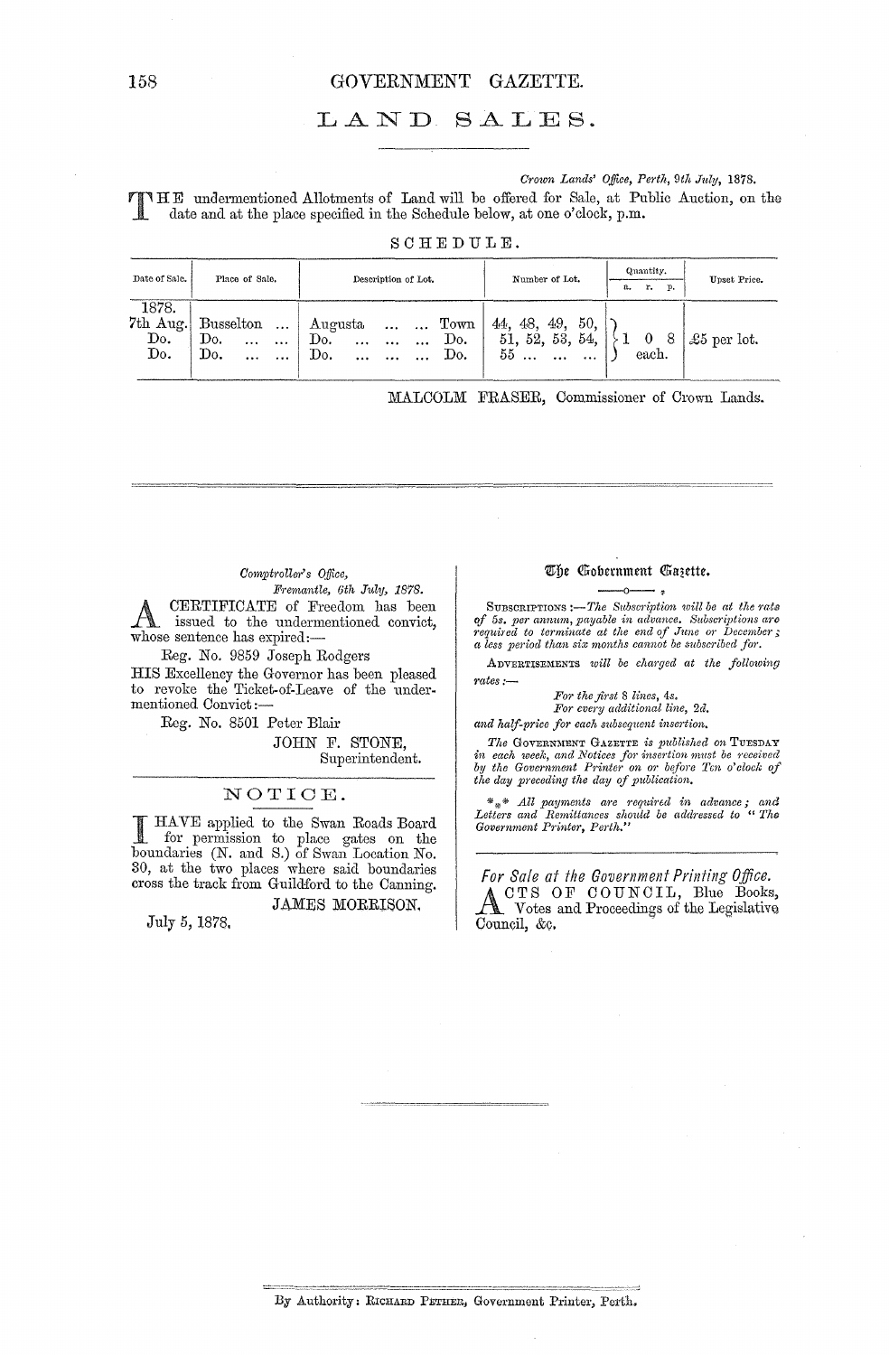# LAND SALES.

*Crown Lands' Office, Perth, 9th July, 1878.*

THE undermentioned Allotments of Land will be offered for Sale, at Public Auction, on the date and at the place specified in the Schedule below, at one o'clock, p.m.

SCHEDULE.

| Date of Sale. | Place of Sale. | Description of Lot. | Number of Lot. | Quantity. a. r. p. | Upset Price. |
|---|---|---|---|---|---|
| 1878. 7th Aug. | Busselton ... | Augusta ... ... Town | 44, 48, 49, 50, | 1 0 8 each. | £5 per lot. |
| Do. | Do. ... ... | Do. ... ... ... Do. | 51, 52, 53, 54, | | |
| Do. | Do. ... ... | Do. ... ... ... Do. | 55 ... ... ... | | |

MALCOLM FRASER, Commissioner of Crown Lands.

---

*Comptroller's Office,*
*Fremantle, 6th July, 1878.*

A CERTIFICATE of Freedom has been issued to the undermentioned convict, whose sentence has expired:—

Reg. No. 9859 Joseph Rodgers

HIS Excellency the Governor has been pleased to revoke the Ticket-of-Leave of the undermentioned Convict:—

Reg. No. 8501 Peter Blair

JOHN F. STONE,
Superintendent.

---

## NOTICE.

I HAVE applied to the Swan Roads Board for permission to place gates on the boundaries (N. and S.) of Swan Location No. 30, at the two places where said boundaries cross the track from Guildford to the Canning.

JAMES MORRISON.

July 5, 1878.

---

## The Government Gazette.

SUBSCRIPTIONS :—*The Subscription will be at the rate of 5s. per annum, payable in advance. Subscriptions are required to terminate at the end of June or December; a less period than six months cannot be subscribed for.*

ADVERTISEMENTS *will be charged at the following rates :—*

*For the first 8 lines, 4s.*
*For every additional line, 2d.*

*and half-price for each subsequent insertion.*

*The* GOVERNMENT GAZETTE *is published on* TUESDAY *in each week, and Notices for insertion must be received by the Government Printer on or before Ten o'clock of the day preceding the day of publication.*

\*\*\* *All payments are required in advance; and Letters and Remittances should be addressed to "The Government Printer, Perth."*

---

*For Sale at the Government Printing Office.*

ACTS OF COUNCIL, Blue Books, Votes and Proceedings of the Legislative Council, &c.

---

By Authority: RICHARD PETHER, Government Printer, Perth.